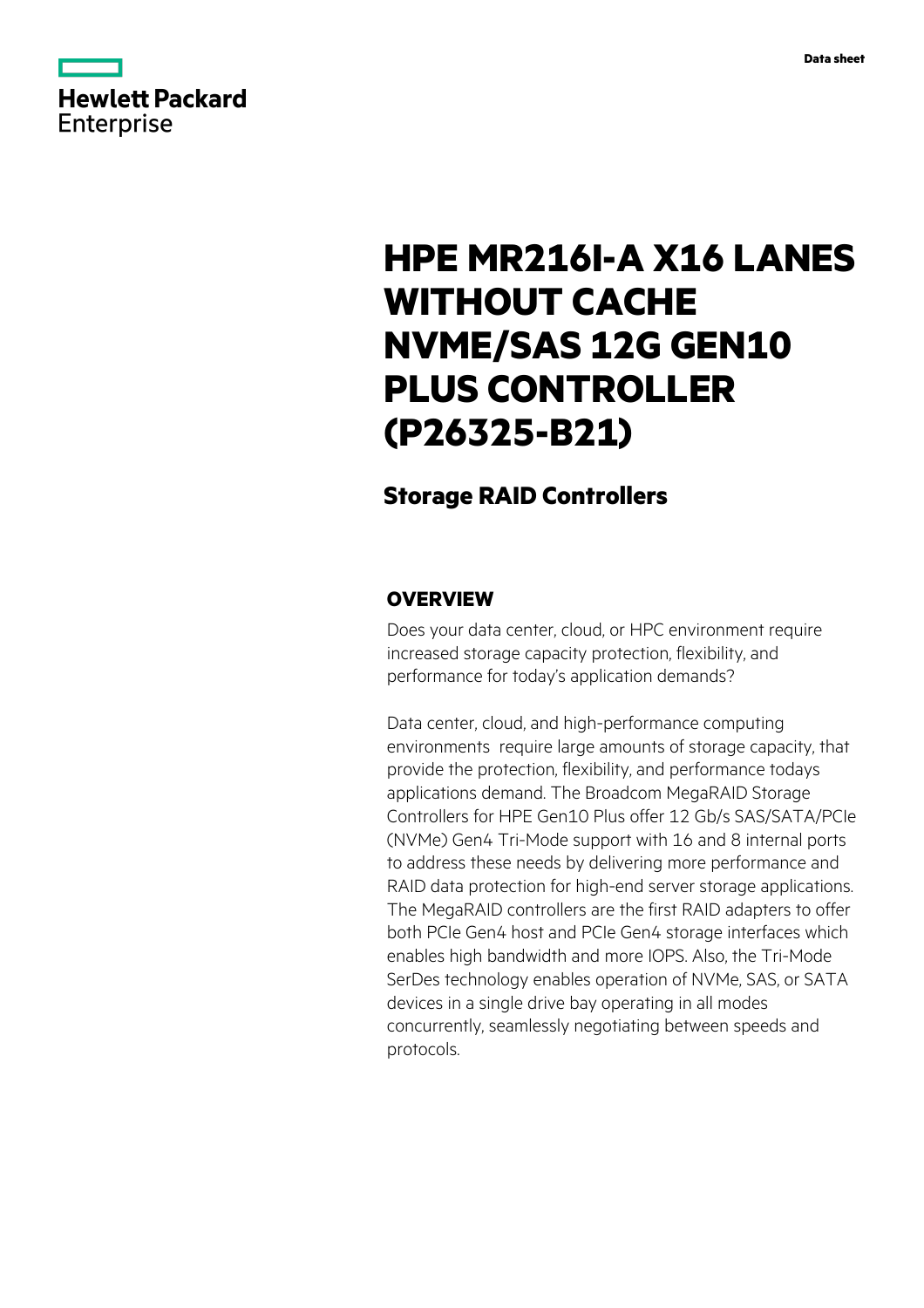Hewlett Packard Enterprise

Data sheet

# HPE MR216I-A X16 LANES WITHOUT CACHE NVME/SAS 12G GEN10 PLUS CONTROLLER (P26325-B21)

## Storage RAID Controllers

### OVERVIEW

Does your data center, cloud, or HPC environment require increased storage capacity protection, flexibility, and performance for today's application demands?

Data center, cloud, and high-performance computing environments  require large amounts of storage capacity, that provide the protection, flexibility, and performance todays applications demand. The Broadcom MegaRAID Storage Controllers for HPE Gen10 Plus offer 12 Gb/s SAS/SATA/PCIe (NVMe) Gen4 Tri-Mode support with 16 and 8 internal ports to address these needs by delivering more performance and RAID data protection for high-end server storage applications. The MegaRAID controllers are the first RAID adapters to offer both PCIe Gen4 host and PCIe Gen4 storage interfaces which enables high bandwidth and more IOPS. Also, the Tri-Mode SerDes technology enables operation of NVMe, SAS, or SATA devices in a single drive bay operating in all modes concurrently, seamlessly negotiating between speeds and protocols.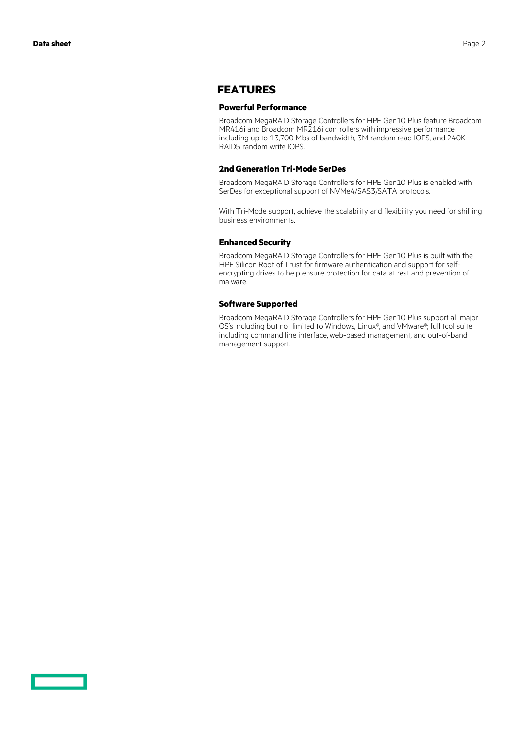# FEATURES

### Powerful Performance

Broadcom MegaRAID Storage Controllers for HPE Gen10 Plus feature Broadcom MR416i and Broadcom MR216i controllers with impressive performance including up to 13,700 Mbs of bandwidth, 3M random read IOPS, and 240K RAID5 random write IOPS.

### 2nd Generation Tri-Mode SerDes

Broadcom MegaRAID Storage Controllers for HPE Gen10 Plus is enabled with SerDes for exceptional support of NVMe4/SAS3/SATA protocols.

With Tri-Mode support, achieve the scalability and flexibility you need for shifting business environments.

### Enhanced Security

Broadcom MegaRAID Storage Controllers for HPE Gen10 Plus is built with the HPE Silicon Root of Trust for firmware authentication and support for self-encrypting drives to help ensure protection for data at rest and prevention of malware.

### Software Supported

Broadcom MegaRAID Storage Controllers for HPE Gen10 Plus support all major OS's including but not limited to Windows, Linux®, and VMware®; full tool suite including command line interface, web-based management, and out-of-band management support.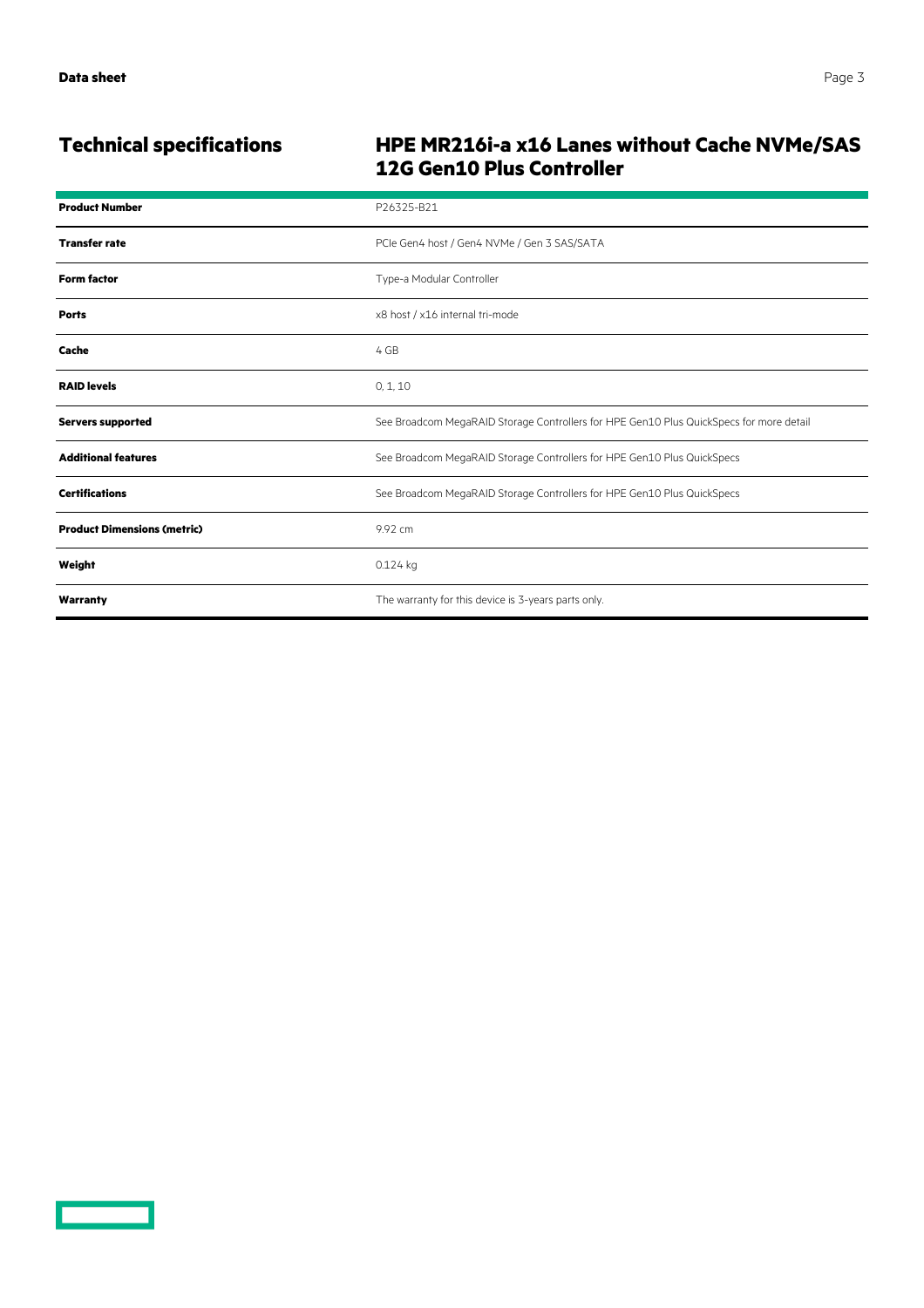## Technical specifications

### HPE MR216i-a x16 Lanes without Cache NVMe/SAS 12G Gen10 Plus Controller

| | |
|---|---|
| **Product Number** | P26325-B21 |
| **Transfer rate** | PCIe Gen4 host / Gen4 NVMe / Gen 3 SAS/SATA |
| **Form factor** | Type-a Modular Controller |
| **Ports** | x8 host / x16 internal tri-mode |
| **Cache** | 4 GB |
| **RAID levels** | 0, 1, 10 |
| **Servers supported** | See Broadcom MegaRAID Storage Controllers for HPE Gen10 Plus QuickSpecs for more detail |
| **Additional features** | See Broadcom MegaRAID Storage Controllers for HPE Gen10 Plus QuickSpecs |
| **Certifications** | See Broadcom MegaRAID Storage Controllers for HPE Gen10 Plus QuickSpecs |
| **Product Dimensions (metric)** | 9.92 cm |
| **Weight** | 0.124 kg |
| **Warranty** | The warranty for this device is 3-years parts only. |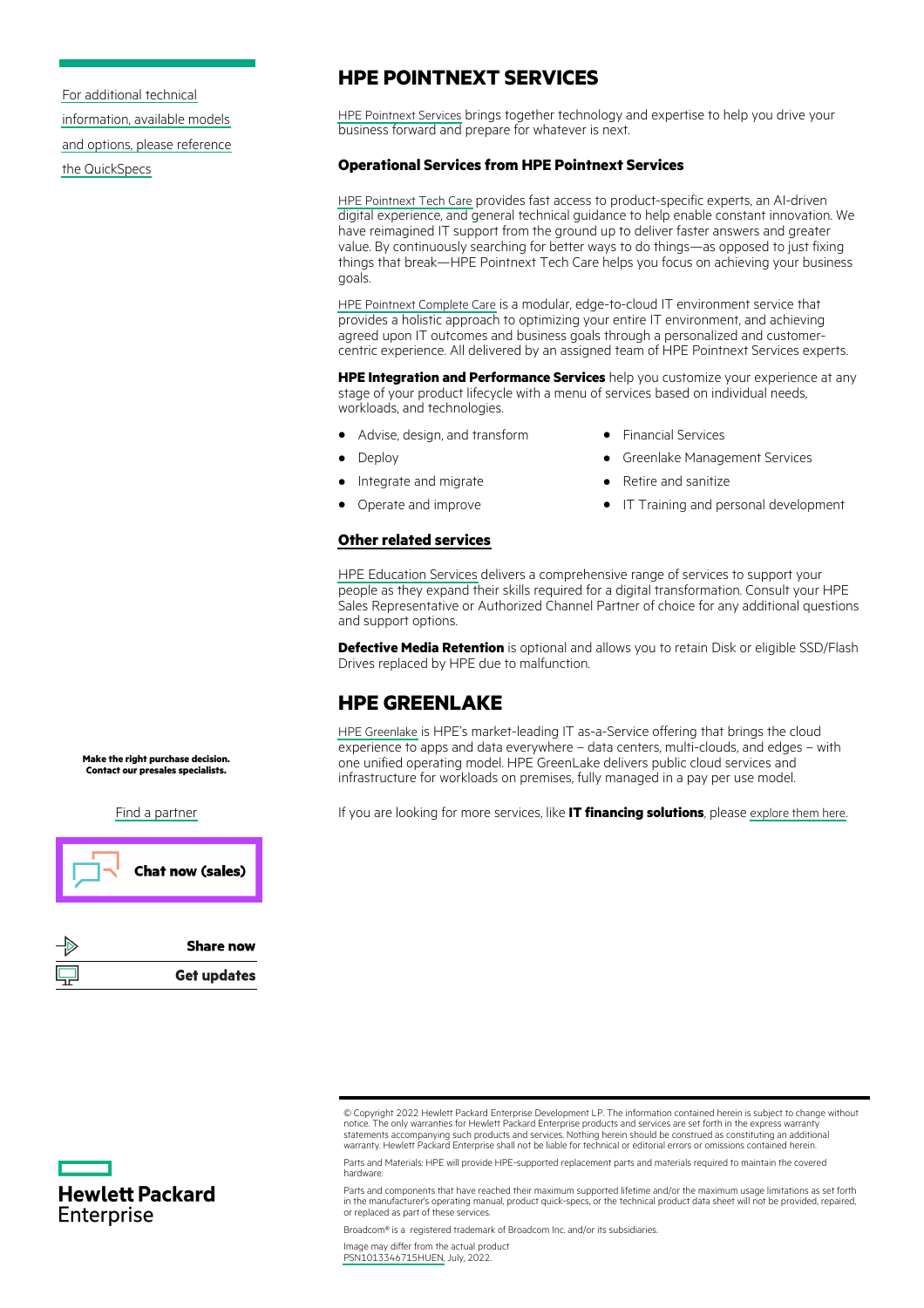For additional technical information, available models and options, please reference the QuickSpecs

# HPE POINTNEXT SERVICES

HPE Pointnext Services brings together technology and expertise to help you drive your business forward and prepare for whatever is next.

### Operational Services from HPE Pointnext Services

HPE Pointnext Tech Care provides fast access to product-specific experts, an AI-driven digital experience, and general technical guidance to help enable constant innovation. We have reimagined IT support from the ground up to deliver faster answers and greater value. By continuously searching for better ways to do things—as opposed to just fixing things that break—HPE Pointnext Tech Care helps you focus on achieving your business goals.

HPE Pointnext Complete Care is a modular, edge-to-cloud IT environment service that provides a holistic approach to optimizing your entire IT environment, and achieving agreed upon IT outcomes and business goals through a personalized and customer-centric experience. All delivered by an assigned team of HPE Pointnext Services experts.

**HPE Integration and Performance Services** help you customize your experience at any stage of your product lifecycle with a menu of services based on individual needs, workloads, and technologies.

- Advise, design, and transform
- Deploy
- Integrate and migrate
- Operate and improve
- Financial Services
- Greenlake Management Services
- Retire and sanitize
- IT Training and personal development

### Other related services

HPE Education Services delivers a comprehensive range of services to support your people as they expand their skills required for a digital transformation. Consult your HPE Sales Representative or Authorized Channel Partner of choice for any additional questions and support options.

**Defective Media Retention** is optional and allows you to retain Disk or eligible SSD/Flash Drives replaced by HPE due to malfunction.

# HPE GREENLAKE

HPE Greenlake is HPE's market-leading IT as-a-Service offering that brings the cloud experience to apps and data everywhere – data centers, multi-clouds, and edges – with one unified operating model. HPE GreenLake delivers public cloud services and infrastructure for workloads on premises, fully managed in a pay per use model.

If you are looking for more services, like **IT financing solutions**, please explore them here.

**Make the right purchase decision. Contact our presales specialists.**

Find a partner

**Chat now (sales)**

**Share now**

**Get updates**

© Copyright 2022 Hewlett Packard Enterprise Development LP. The information contained herein is subject to change without notice. The only warranties for Hewlett Packard Enterprise products and services are set forth in the express warranty statements accompanying such products and services. Nothing herein should be construed as constituting an additional warranty. Hewlett Packard Enterprise shall not be liable for technical or editorial errors or omissions contained herein.

Parts and Materials: HPE will provide HPE-supported replacement parts and materials required to maintain the covered hardware.

Parts and components that have reached their maximum supported lifetime and/or the maximum usage limitations as set forth in the manufacturer's operating manual, product quick-specs, or the technical product data sheet will not be provided, repaired, or replaced as part of these services.

Broadcom® is a registered trademark of Broadcom Inc. and/or its subsidiaries.

Image may differ from the actual product

PSN1013346715HUEN, July, 2022.

**Hewlett Packard Enterprise**